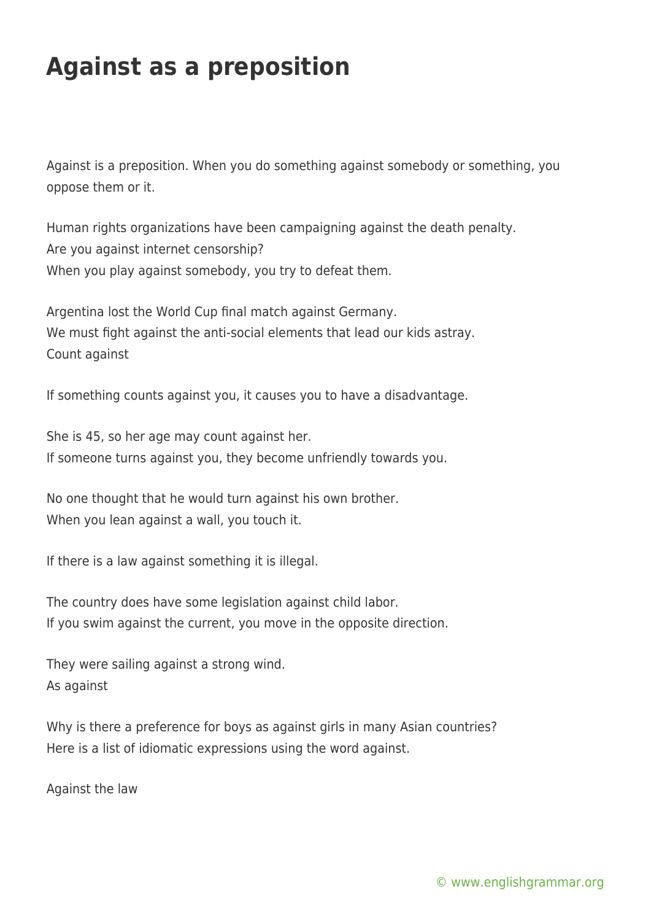# Against as a preposition

Against is a preposition. When you do something against somebody or something, you oppose them or it.

Human rights organizations have been campaigning against the death penalty.
Are you against internet censorship?
When you play against somebody, you try to defeat them.

Argentina lost the World Cup final match against Germany.
We must fight against the anti-social elements that lead our kids astray.
Count against

If something counts against you, it causes you to have a disadvantage.

She is 45, so her age may count against her.
If someone turns against you, they become unfriendly towards you.

No one thought that he would turn against his own brother.
When you lean against a wall, you touch it.

If there is a law against something it is illegal.

The country does have some legislation against child labor.
If you swim against the current, you move in the opposite direction.

They were sailing against a strong wind.
As against

Why is there a preference for boys as against girls in many Asian countries?
Here is a list of idiomatic expressions using the word against.

Against the law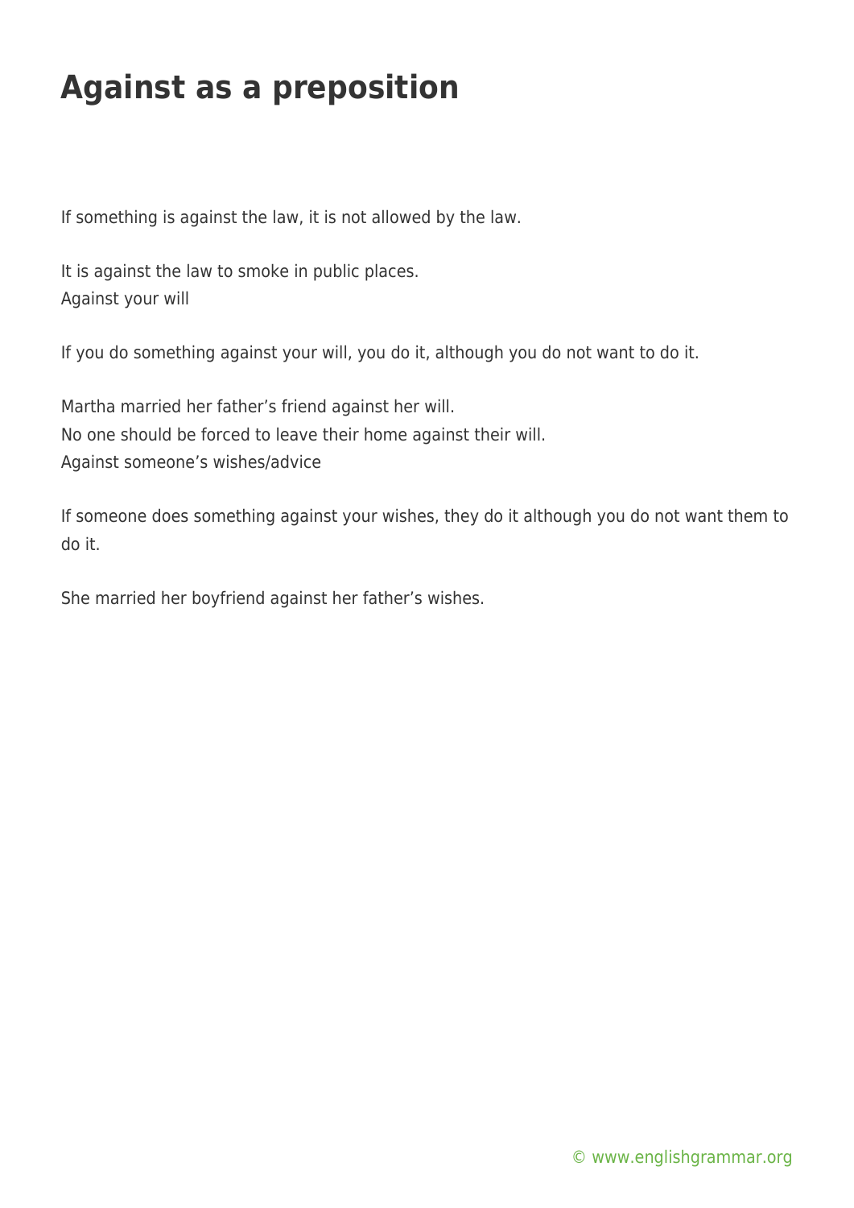# Against as a preposition

If something is against the law, it is not allowed by the law.

It is against the law to smoke in public places.
Against your will

If you do something against your will, you do it, although you do not want to do it.

Martha married her father's friend against her will.
No one should be forced to leave their home against their will.
Against someone's wishes/advice

If someone does something against your wishes, they do it although you do not want them to do it.

She married her boyfriend against her father's wishes.